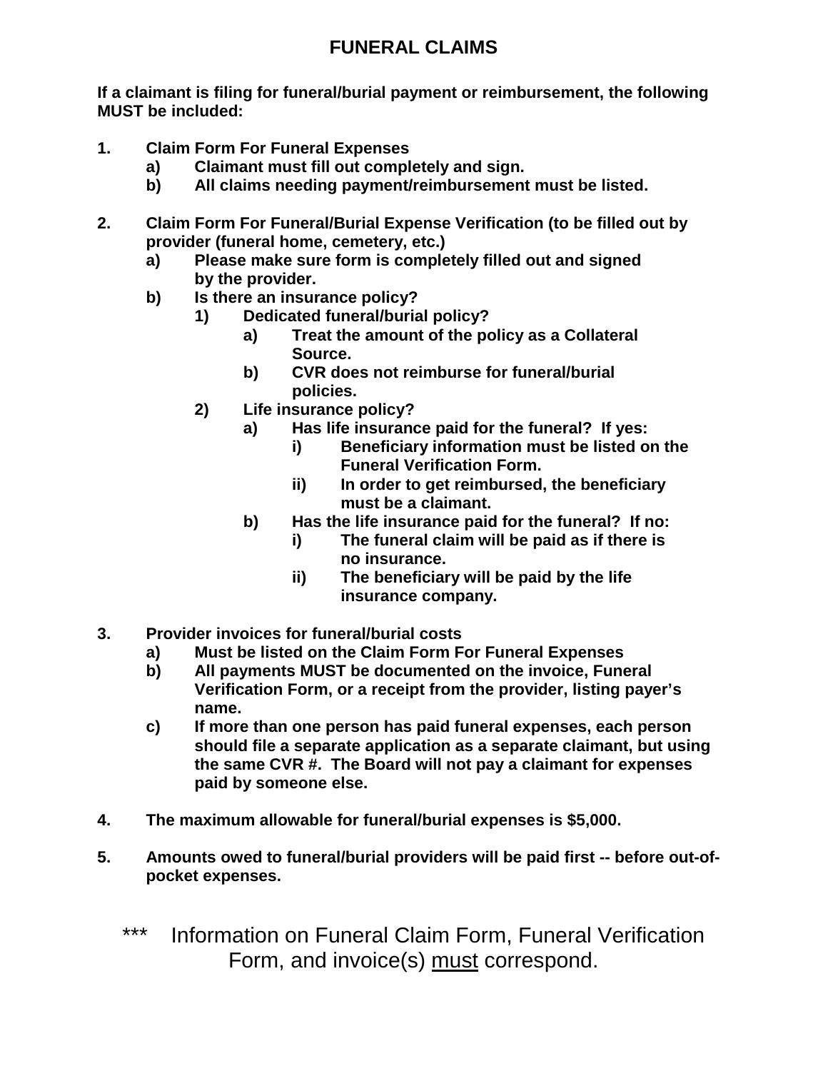# FUNERAL CLAIMS

**If a claimant is filing for funeral/burial payment or reimbursement, the following MUST be included:**

1. **Claim Form For Funeral Expenses**
   - a) **Claimant must fill out completely and sign.**
   - b) **All claims needing payment/reimbursement must be listed.**

2. **Claim Form For Funeral/Burial Expense Verification (to be filled out by provider (funeral home, cemetery, etc.)**
   - a) **Please make sure form is completely filled out and signed by the provider.**
   - b) **Is there an insurance policy?**
     - 1) **Dedicated funeral/burial policy?**
       - a) **Treat the amount of the policy as a Collateral Source.**
       - b) **CVR does not reimburse for funeral/burial policies.**
     - 2) **Life insurance policy?**
       - a) **Has life insurance paid for the funeral? If yes:**
         - i) **Beneficiary information must be listed on the Funeral Verification Form.**
         - ii) **In order to get reimbursed, the beneficiary must be a claimant.**
       - b) **Has the life insurance paid for the funeral? If no:**
         - i) **The funeral claim will be paid as if there is no insurance.**
         - ii) **The beneficiary will be paid by the life insurance company.**

3. **Provider invoices for funeral/burial costs**
   - a) **Must be listed on the Claim Form For Funeral Expenses**
   - b) **All payments MUST be documented on the invoice, Funeral Verification Form, or a receipt from the provider, listing payer's name.**
   - c) **If more than one person has paid funeral expenses, each person should file a separate application as a separate claimant, but using the same CVR #. The Board will not pay a claimant for expenses paid by someone else.**

4. **The maximum allowable for funeral/burial expenses is $5,000.**

5. **Amounts owed to funeral/burial providers will be paid first -- before out-of-pocket expenses.**

\*\*\* Information on Funeral Claim Form, Funeral Verification Form, and invoice(s) <u>must</u> correspond.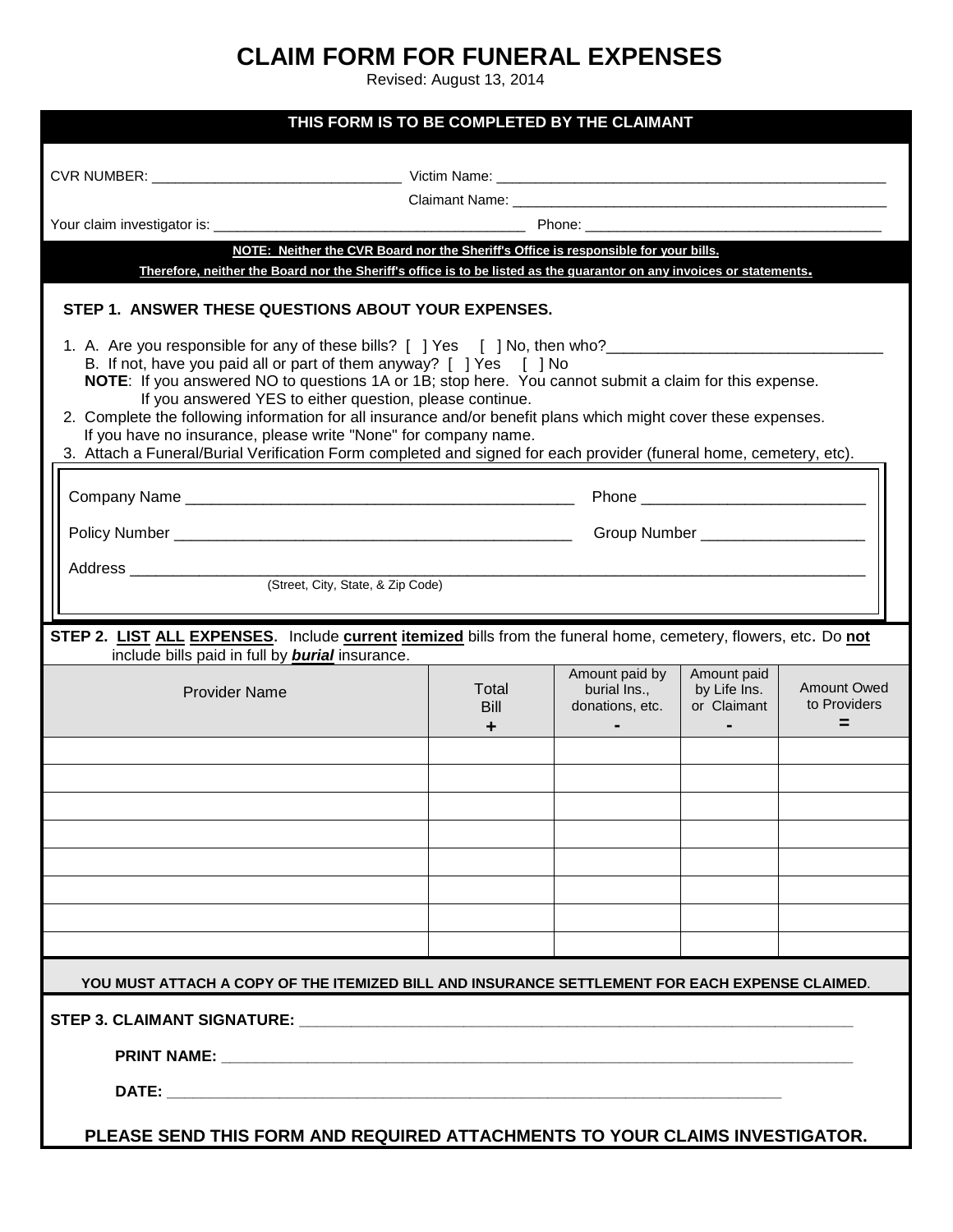# CLAIM FORM FOR FUNERAL EXPENSES

Revised: August 13, 2014

**THIS FORM IS TO BE COMPLETED BY THE CLAIMANT**

CVR NUMBER: ______________________________ Victim Name: ______________________________________________

Claimant Name: ______________________________________________

Your claim investigator is: ____________________________________ Phone: __________________________________

**NOTE: Neither the CVR Board nor the Sheriff's Office is responsible for your bills.**
**Therefore, neither the Board nor the Sheriff's office is to be listed as the guarantor on any invoices or statements.**

### STEP 1. ANSWER THESE QUESTIONS ABOUT YOUR EXPENSES.

1. A. Are you responsible for any of these bills? [ ] Yes [ ] No, then who?______________________________
   B. If not, have you paid all or part of them anyway? [ ] Yes [ ] No
   **NOTE**: If you answered NO to questions 1A or 1B; stop here. You cannot submit a claim for this expense.
   If you answered YES to either question, please continue.
2. Complete the following information for all insurance and/or benefit plans which might cover these expenses.
   If you have no insurance, please write "None" for company name.
3. Attach a Funeral/Burial Verification Form completed and signed for each provider (funeral home, cemetery, etc).

Company Name ____________________________________________ Phone ________________________

Policy Number ____________________________________________ Group Number ___________________

Address __________________________________________________________________________________
(Street, City, State, & Zip Code)

### STEP 2. LIST ALL EXPENSES.

Include **current** **itemized** bills from the funeral home, cemetery, flowers, etc. Do **not** include bills paid in full by ***burial*** insurance.

| Provider Name | Total Bill + | Amount paid by burial Ins., donations, etc. - | Amount paid by Life Ins. or Claimant - | Amount Owed to Providers = |
|---|---|---|---|---|
| | | | | |
| | | | | |
| | | | | |
| | | | | |
| | | | | |
| | | | | |
| | | | | |
| | | | | |

**YOU MUST ATTACH A COPY OF THE ITEMIZED BILL AND INSURANCE SETTLEMENT FOR EACH EXPENSE CLAIMED**.

**STEP 3. CLAIMANT SIGNATURE:** ______________________________________________________________

**PRINT NAME:** ______________________________________________________________

**DATE:** ______________________________________________________________

**PLEASE SEND THIS FORM AND REQUIRED ATTACHMENTS TO YOUR CLAIMS INVESTIGATOR.**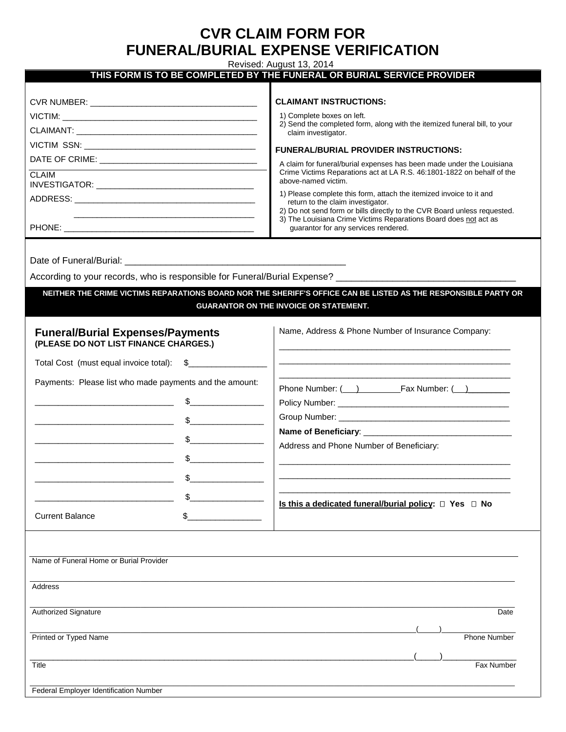# CVR CLAIM FORM FOR FUNERAL/BURIAL EXPENSE VERIFICATION

Revised: August 13, 2014

**THIS FORM IS TO BE COMPLETED BY THE FUNERAL OR BURIAL SERVICE PROVIDER**

CVR NUMBER: ___________________________________

VICTIM: _________________________________________

CLAIMANT: ______________________________________

VICTIM SSN: ____________________________________

DATE OF CRIME: _________________________________

CLAIM INVESTIGATOR: _________________________________

ADDRESS: _______________________________________

_______________________________________

PHONE: _________________________________________

**CLAIMANT INSTRUCTIONS:**

1) Complete boxes on left.
2) Send the completed form, along with the itemized funeral bill, to your claim investigator.

**FUNERAL/BURIAL PROVIDER INSTRUCTIONS:**

A claim for funeral/burial expenses has been made under the Louisiana Crime Victims Reparations act at LA R.S. 46:1801-1822 on behalf of the above-named victim.

1) Please complete this form, attach the itemized invoice to it and return to the claim investigator.
2) Do not send form or bills directly to the CVR Board unless requested.
3) The Louisiana Crime Victims Reparations Board does not act as guarantor for any services rendered.

Date of Funeral/Burial: ___________________________________________

According to your records, who is responsible for Funeral/Burial Expense? ___________________________________

**NEITHER THE CRIME VICTIMS REPARATIONS BOARD NOR THE SHERIFF'S OFFICE CAN BE LISTED AS THE RESPONSIBLE PARTY OR GUARANTOR ON THE INVOICE OR STATEMENT.**

## Funeral/Burial Expenses/Payments

**(PLEASE DO NOT LIST FINANCE CHARGES.)**

Total Cost (must equal invoice total): $________________

Payments: Please list who made payments and the amount:

_____________________________ $_______________

_____________________________ $_______________

_____________________________ $_______________

_____________________________ $_______________

_____________________________ $_______________

_____________________________ $_______________

Current Balance $_______________

Name, Address & Phone Number of Insurance Company:

__________________________________________________

__________________________________________________

__________________________________________________

Phone Number: (___)_________ Fax Number: (___)_________

Policy Number: _____________________________________

Group Number: _____________________________________

**Name of Beneficiary**: _______________________________

Address and Phone Number of Beneficiary:

__________________________________________________

__________________________________________________

__________________________________________________

**Is this a dedicated funeral/burial policy: ☐ Yes ☐ No**

_____________________________________________________________________________

Name of Funeral Home or Burial Provider

_____________________________________________________________________________

Address

_____________________________________________________________________________

Authorized Signature Date

_____________________________________________________________________________ (____)______________

Printed or Typed Name Phone Number

_____________________________________________________________________________ (____)______________

Title Fax Number

_____________________________________________________________________________

Federal Employer Identification Number